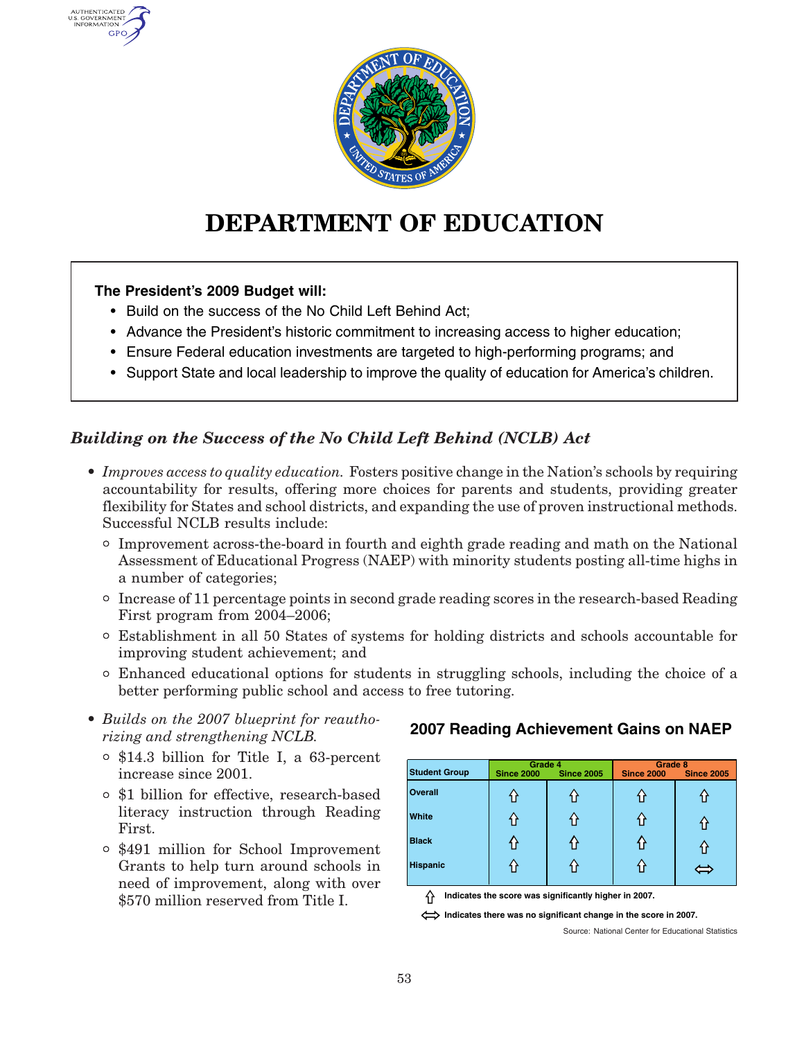# DEPARTMENT OF EDUCATION

**The President's 2009 Budget will:**

- Build on the success of the No Child Left Behind Act;
- Advance the President's historic commitment to increasing access to higher education;
- Ensure Federal education investments are targeted to high-performing programs; and
- Support State and local leadership to improve the quality of education for America's children.

## *Building on the Success of the No Child Left Behind (NCLB) Act*

- *Improves access to quality education.* Fosters positive change in the Nation's schools by requiring accountability for results, offering more choices for parents and students, providing greater flexibility for States and school districts, and expanding the use of proven instructional methods. Successful NCLB results include:
  - Improvement across-the-board in fourth and eighth grade reading and math on the National Assessment of Educational Progress (NAEP) with minority students posting all-time highs in a number of categories;
  - Increase of 11 percentage points in second grade reading scores in the research-based Reading First program from 2004–2006;
  - Establishment in all 50 States of systems for holding districts and schools accountable for improving student achievement; and
  - Enhanced educational options for students in struggling schools, including the choice of a better performing public school and access to free tutoring.
- *Builds on the 2007 blueprint for reauthorizing and strengthening NCLB.*
  - $14.3 billion for Title I, a 63-percent increase since 2001.
  - $1 billion for effective, research-based literacy instruction through Reading First.
  - $491 million for School Improvement Grants to help turn around schools in need of improvement, along with over $570 million reserved from Title I.

**2007 Reading Achievement Gains on NAEP**

| Student Group | Grade 4 | | Grade 8 | |
|---|---|---|---|---|
| | Since 2000 | Since 2005 | Since 2000 | Since 2005 |
| Overall | ⇧ | ⇧ | ⇧ | ⇧ |
| White | ⇧ | ⇧ | ⇧ | ⇧ |
| Black | ⇧ | ⇧ | ⇧ | ⇧ |
| Hispanic | ⇧ | ⇧ | ⇧ | ⇔ |

⇧ Indicates the score was significantly higher in 2007.

⇔ Indicates there was no significant change in the score in 2007.

Source: National Center for Educational Statistics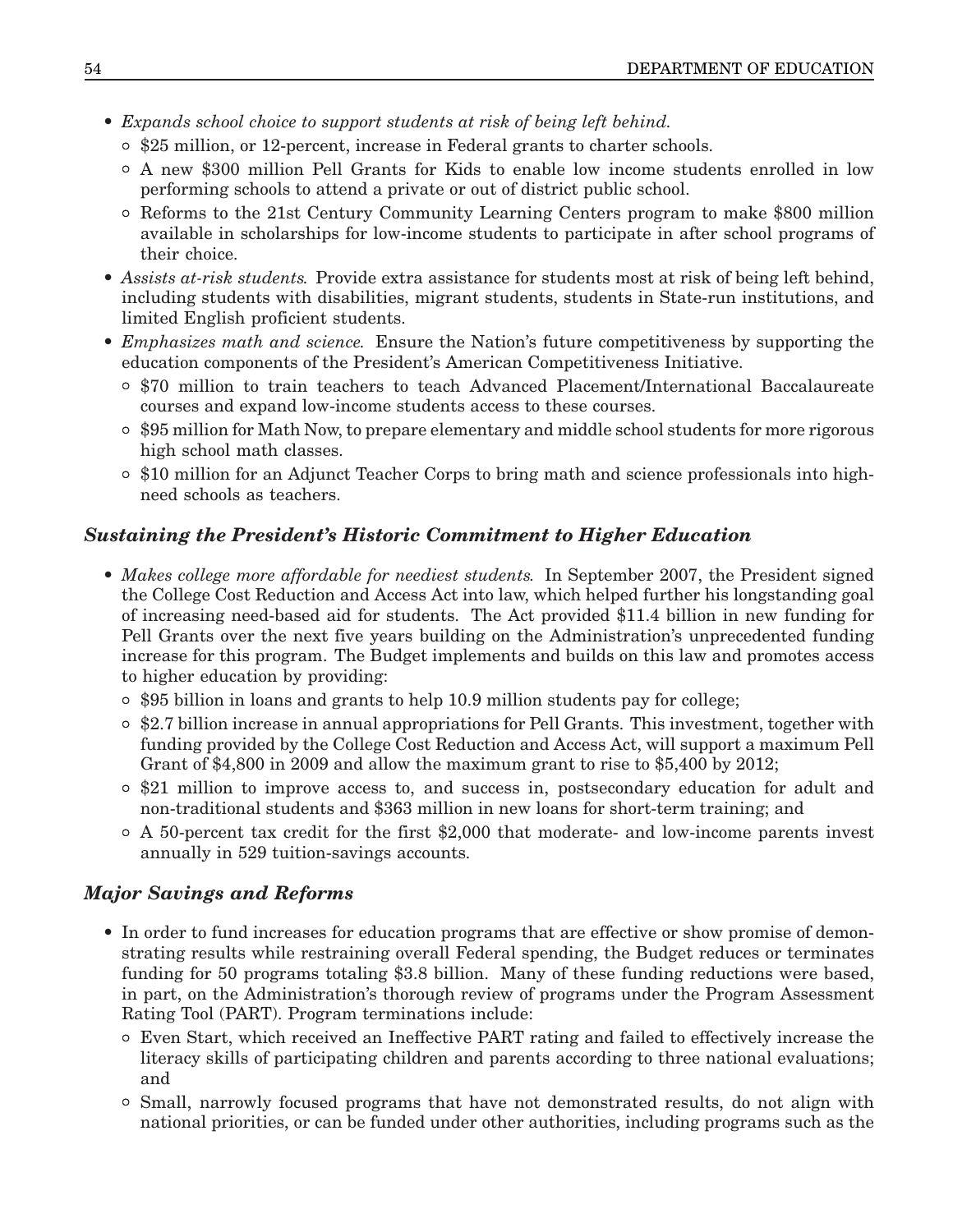- *Expands school choice to support students at risk of being left behind.*
  - $25 million, or 12-percent, increase in Federal grants to charter schools.
  - A new $300 million Pell Grants for Kids to enable low income students enrolled in low performing schools to attend a private or out of district public school.
  - Reforms to the 21st Century Community Learning Centers program to make $800 million available in scholarships for low-income students to participate in after school programs of their choice.
- *Assists at-risk students.* Provide extra assistance for students most at risk of being left behind, including students with disabilities, migrant students, students in State-run institutions, and limited English proficient students.
- *Emphasizes math and science.* Ensure the Nation's future competitiveness by supporting the education components of the President's American Competitiveness Initiative.
  - $70 million to train teachers to teach Advanced Placement/International Baccalaureate courses and expand low-income students access to these courses.
  - $95 million for Math Now, to prepare elementary and middle school students for more rigorous high school math classes.
  - $10 million for an Adjunct Teacher Corps to bring math and science professionals into high-need schools as teachers.

### *Sustaining the President's Historic Commitment to Higher Education*

- *Makes college more affordable for neediest students.* In September 2007, the President signed the College Cost Reduction and Access Act into law, which helped further his longstanding goal of increasing need-based aid for students. The Act provided $11.4 billion in new funding for Pell Grants over the next five years building on the Administration's unprecedented funding increase for this program. The Budget implements and builds on this law and promotes access to higher education by providing:
  - $95 billion in loans and grants to help 10.9 million students pay for college;
  - $2.7 billion increase in annual appropriations for Pell Grants. This investment, together with funding provided by the College Cost Reduction and Access Act, will support a maximum Pell Grant of $4,800 in 2009 and allow the maximum grant to rise to $5,400 by 2012;
  - $21 million to improve access to, and success in, postsecondary education for adult and non-traditional students and $363 million in new loans for short-term training; and
  - A 50-percent tax credit for the first $2,000 that moderate- and low-income parents invest annually in 529 tuition-savings accounts.

### *Major Savings and Reforms*

- In order to fund increases for education programs that are effective or show promise of demonstrating results while restraining overall Federal spending, the Budget reduces or terminates funding for 50 programs totaling $3.8 billion. Many of these funding reductions were based, in part, on the Administration's thorough review of programs under the Program Assessment Rating Tool (PART). Program terminations include:
  - Even Start, which received an Ineffective PART rating and failed to effectively increase the literacy skills of participating children and parents according to three national evaluations; and
  - Small, narrowly focused programs that have not demonstrated results, do not align with national priorities, or can be funded under other authorities, including programs such as the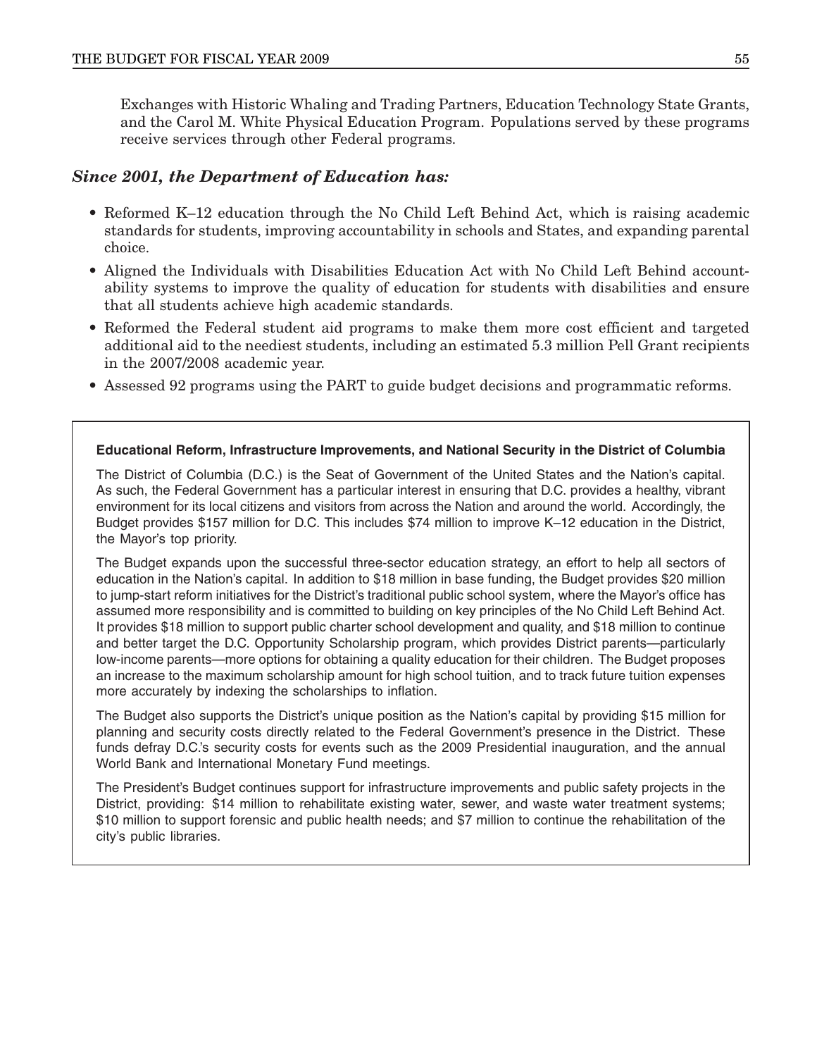Exchanges with Historic Whaling and Trading Partners, Education Technology State Grants, and the Carol M. White Physical Education Program. Populations served by these programs receive services through other Federal programs.

### *Since 2001, the Department of Education has:*

- Reformed K–12 education through the No Child Left Behind Act, which is raising academic standards for students, improving accountability in schools and States, and expanding parental choice.
- Aligned the Individuals with Disabilities Education Act with No Child Left Behind accountability systems to improve the quality of education for students with disabilities and ensure that all students achieve high academic standards.
- Reformed the Federal student aid programs to make them more cost efficient and targeted additional aid to the neediest students, including an estimated 5.3 million Pell Grant recipients in the 2007/2008 academic year.
- Assessed 92 programs using the PART to guide budget decisions and programmatic reforms.

**Educational Reform, Infrastructure Improvements, and National Security in the District of Columbia**

The District of Columbia (D.C.) is the Seat of Government of the United States and the Nation's capital. As such, the Federal Government has a particular interest in ensuring that D.C. provides a healthy, vibrant environment for its local citizens and visitors from across the Nation and around the world. Accordingly, the Budget provides $157 million for D.C. This includes $74 million to improve K–12 education in the District, the Mayor's top priority.

The Budget expands upon the successful three-sector education strategy, an effort to help all sectors of education in the Nation's capital. In addition to $18 million in base funding, the Budget provides $20 million to jump-start reform initiatives for the District's traditional public school system, where the Mayor's office has assumed more responsibility and is committed to building on key principles of the No Child Left Behind Act. It provides $18 million to support public charter school development and quality, and $18 million to continue and better target the D.C. Opportunity Scholarship program, which provides District parents—particularly low-income parents—more options for obtaining a quality education for their children. The Budget proposes an increase to the maximum scholarship amount for high school tuition, and to track future tuition expenses more accurately by indexing the scholarships to inflation.

The Budget also supports the District's unique position as the Nation's capital by providing $15 million for planning and security costs directly related to the Federal Government's presence in the District. These funds defray D.C.'s security costs for events such as the 2009 Presidential inauguration, and the annual World Bank and International Monetary Fund meetings.

The President's Budget continues support for infrastructure improvements and public safety projects in the District, providing: $14 million to rehabilitate existing water, sewer, and waste water treatment systems; $10 million to support forensic and public health needs; and $7 million to continue the rehabilitation of the city's public libraries.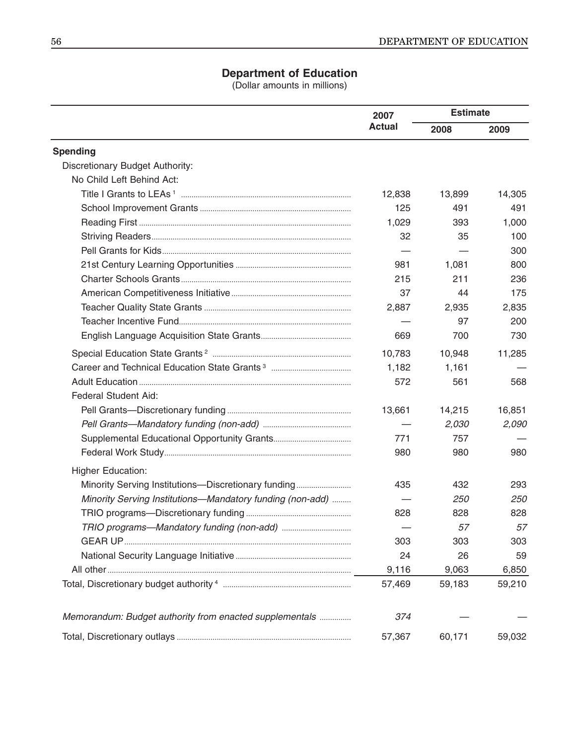## Department of Education

(Dollar amounts in millions)

| | 2007 Actual | Estimate | |
|---|---|---|---|
| | | 2008 | 2009 |
| **Spending** | | | |
| Discretionary Budget Authority: | | | |
| No Child Left Behind Act: | | | |
| Title I Grants to LEAs [1] | 12,838 | 13,899 | 14,305 |
| School Improvement Grants | 125 | 491 | 491 |
| Reading First | 1,029 | 393 | 1,000 |
| Striving Readers | 32 | 35 | 100 |
| Pell Grants for Kids | — | — | 300 |
| 21st Century Learning Opportunities | 981 | 1,081 | 800 |
| Charter Schools Grants | 215 | 211 | 236 |
| American Competitiveness Initiative | 37 | 44 | 175 |
| Teacher Quality State Grants | 2,887 | 2,935 | 2,835 |
| Teacher Incentive Fund | — | 97 | 200 |
| English Language Acquisition State Grants | 669 | 700 | 730 |
| Special Education State Grants [2] | 10,783 | 10,948 | 11,285 |
| Career and Technical Education State Grants [3] | 1,182 | 1,161 | — |
| Adult Education | 572 | 561 | 568 |
| Federal Student Aid: | | | |
| Pell Grants—Discretionary funding | 13,661 | 14,215 | 16,851 |
| *Pell Grants—Mandatory funding (non-add)* | — | *2,030* | *2,090* |
| Supplemental Educational Opportunity Grants | 771 | 757 | — |
| Federal Work Study | 980 | 980 | 980 |
| Higher Education: | | | |
| Minority Serving Institutions—Discretionary funding | 435 | 432 | 293 |
| *Minority Serving Institutions—Mandatory funding (non-add)* | — | *250* | *250* |
| TRIO programs—Discretionary funding | 828 | 828 | 828 |
| *TRIO programs—Mandatory funding (non-add)* | — | *57* | *57* |
| GEAR UP | 303 | 303 | 303 |
| National Security Language Initiative | 24 | 26 | 59 |
| All other | 9,116 | 9,063 | 6,850 |
| Total, Discretionary budget authority [4] | 57,469 | 59,183 | 59,210 |
| *Memorandum: Budget authority from enacted supplementals* | *374* | — | — |
| Total, Discretionary outlays | 57,367 | 60,171 | 59,032 |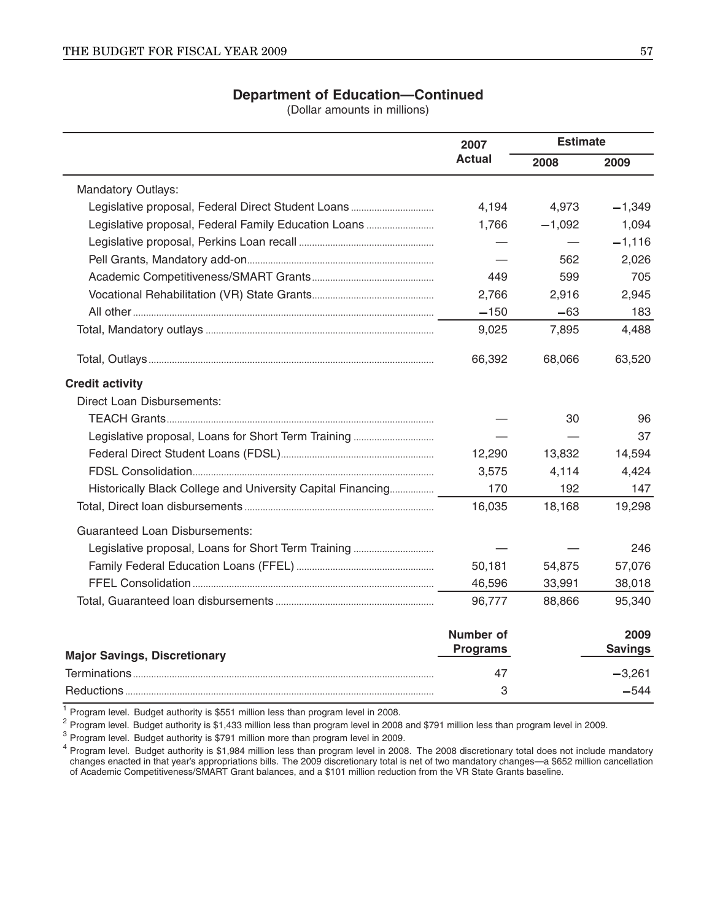## Department of Education—Continued

(Dollar amounts in millions)

| | 2007 Actual | Estimate 2008 | Estimate 2009 |
|---|---|---|---|
| Mandatory Outlays: | | | |
| Legislative proposal, Federal Direct Student Loans | 4,194 | 4,973 | −1,349 |
| Legislative proposal, Federal Family Education Loans | 1,766 | −1,092 | 1,094 |
| Legislative proposal, Perkins Loan recall | — | — | −1,116 |
| Pell Grants, Mandatory add-on | — | 562 | 2,026 |
| Academic Competitiveness/SMART Grants | 449 | 599 | 705 |
| Vocational Rehabilitation (VR) State Grants | 2,766 | 2,916 | 2,945 |
| All other | −150 | −63 | 183 |
| Total, Mandatory outlays | 9,025 | 7,895 | 4,488 |
| Total, Outlays | 66,392 | 68,066 | 63,520 |
| **Credit activity** | | | |
| Direct Loan Disbursements: | | | |
| TEACH Grants | — | 30 | 96 |
| Legislative proposal, Loans for Short Term Training | — | — | 37 |
| Federal Direct Student Loans (FDSL) | 12,290 | 13,832 | 14,594 |
| FDSL Consolidation | 3,575 | 4,114 | 4,424 |
| Historically Black College and University Capital Financing | 170 | 192 | 147 |
| Total, Direct loan disbursements | 16,035 | 18,168 | 19,298 |
| Guaranteed Loan Disbursements: | | | |
| Legislative proposal, Loans for Short Term Training | — | — | 246 |
| Family Federal Education Loans (FFEL) | 50,181 | 54,875 | 57,076 |
| FFEL Consolidation | 46,596 | 33,991 | 38,018 |
| Total, Guaranteed loan disbursements | 96,777 | 88,866 | 95,340 |

| **Major Savings, Discretionary** | Number of Programs | 2009 Savings |
|---|---|---|
| Terminations | 47 | −3,261 |
| Reductions | 3 | −544 |

[1] Program level. Budget authority is $551 million less than program level in 2008.

[2] Program level. Budget authority is $1,433 million less than program level in 2008 and $791 million less than program level in 2009.

[3] Program level. Budget authority is $791 million more than program level in 2009.

[4] Program level. Budget authority is $1,984 million less than program level in 2008. The 2008 discretionary total does not include mandatory changes enacted in that year's appropriations bills. The 2009 discretionary total is net of two mandatory changes—a $652 million cancellation of Academic Competitiveness/SMART Grant balances, and a $101 million reduction from the VR State Grants baseline.